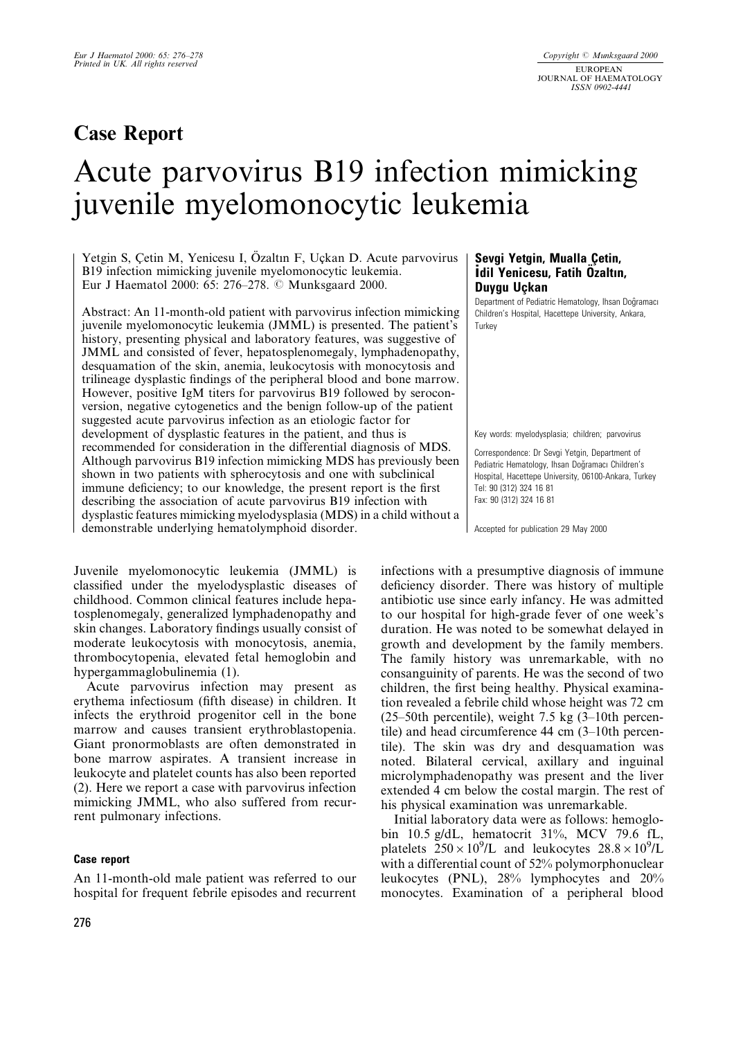## Case Report

# Acute parvovirus B19 infection mimicking juvenile myelomonocytic leukemia

Yetgin S, Çetin M, Yenicesu I, Özaltın F, Uçkan D. Acute parvovirus B19 infection mimicking juvenile myelomonocytic leukemia. Eur J Haematol 2000: 65: 276–278. © Munksgaard 2000.

Abstract: An 11-month-old patient with parvovirus infection mimicking juvenile myelomonocytic leukemia (JMML) is presented. The patient's history, presenting physical and laboratory features, was suggestive of JMML and consisted of fever, hepatosplenomegaly, lymphadenopathy, desquamation of the skin, anemia, leukocytosis with monocytosis and trilineage dysplastic findings of the peripheral blood and bone marrow. However, positive IgM titers for parvovirus B19 followed by seroconversion, negative cytogenetics and the benign follow-up of the patient suggested acute parvovirus infection as an etiologic factor for development of dysplastic features in the patient, and thus is recommended for consideration in the differential diagnosis of MDS. Although parvovirus B19 infection mimicking MDS has previously been shown in two patients with spherocytosis and one with subclinical immune deficiency; to our knowledge, the present report is the first describing the association of acute parvovirus B19 infection with dysplastic features mimicking myelodysplasia (MDS) in a child without a demonstrable underlying hematolymphoid disorder.

**Sevgi Yetgin, Mualla Çetin, İdil Yenicesu, Fatih Özaltın, Duygu Uçkan**

Department of Pediatric Hematology, Ihsan Doğramacı Children's Hospital, Hacettepe University, Ankara, Turkey

Key words: myelodysplasia; children; parvovirus

Correspondence: Dr Sevgi Yetgin, Department of Pediatric Hematology, Ihsan Doğramacı Children's Hospital, Hacettepe University, 06100-Ankara, Turkey
Tel: 90 (312) 324 16 81
Fax: 90 (312) 324 16 81

Accepted for publication 29 May 2000

Juvenile myelomonocytic leukemia (JMML) is classified under the myelodysplastic diseases of childhood. Common clinical features include hepatosplenomegaly, generalized lymphadenopathy and skin changes. Laboratory findings usually consist of moderate leukocytosis with monocytosis, anemia, thrombocytopenia, elevated fetal hemoglobin and hypergammaglobulinemia (1).

Acute parvovirus infection may present as erythema infectiosum (fifth disease) in children. It infects the erythroid progenitor cell in the bone marrow and causes transient erythroblastopenia. Giant pronormoblasts are often demonstrated in bone marrow aspirates. A transient increase in leukocyte and platelet counts has also been reported (2). Here we report a case with parvovirus infection mimicking JMML, who also suffered from recurrent pulmonary infections.

### Case report

An 11-month-old male patient was referred to our hospital for frequent febrile episodes and recurrent infections with a presumptive diagnosis of immune deficiency disorder. There was history of multiple antibiotic use since early infancy. He was admitted to our hospital for high-grade fever of one week's duration. He was noted to be somewhat delayed in growth and development by the family members. The family history was unremarkable, with no consanguinity of parents. He was the second of two children, the first being healthy. Physical examination revealed a febrile child whose height was 72 cm (25–50th percentile), weight 7.5 kg (3–10th percentile) and head circumference 44 cm (3–10th percentile). The skin was dry and desquamation was noted. Bilateral cervical, axillary and inguinal microlymphadenopathy was present and the liver extended 4 cm below the costal margin. The rest of his physical examination was unremarkable.

Initial laboratory data were as follows: hemoglobin 10.5 g/dL, hematocrit 31%, MCV 79.6 fL, platelets $250 \times 10^9$/L and leukocytes $28.8 \times 10^9$/L with a differential count of 52% polymorphonuclear leukocytes (PNL), 28% lymphocytes and 20% monocytes. Examination of a peripheral blood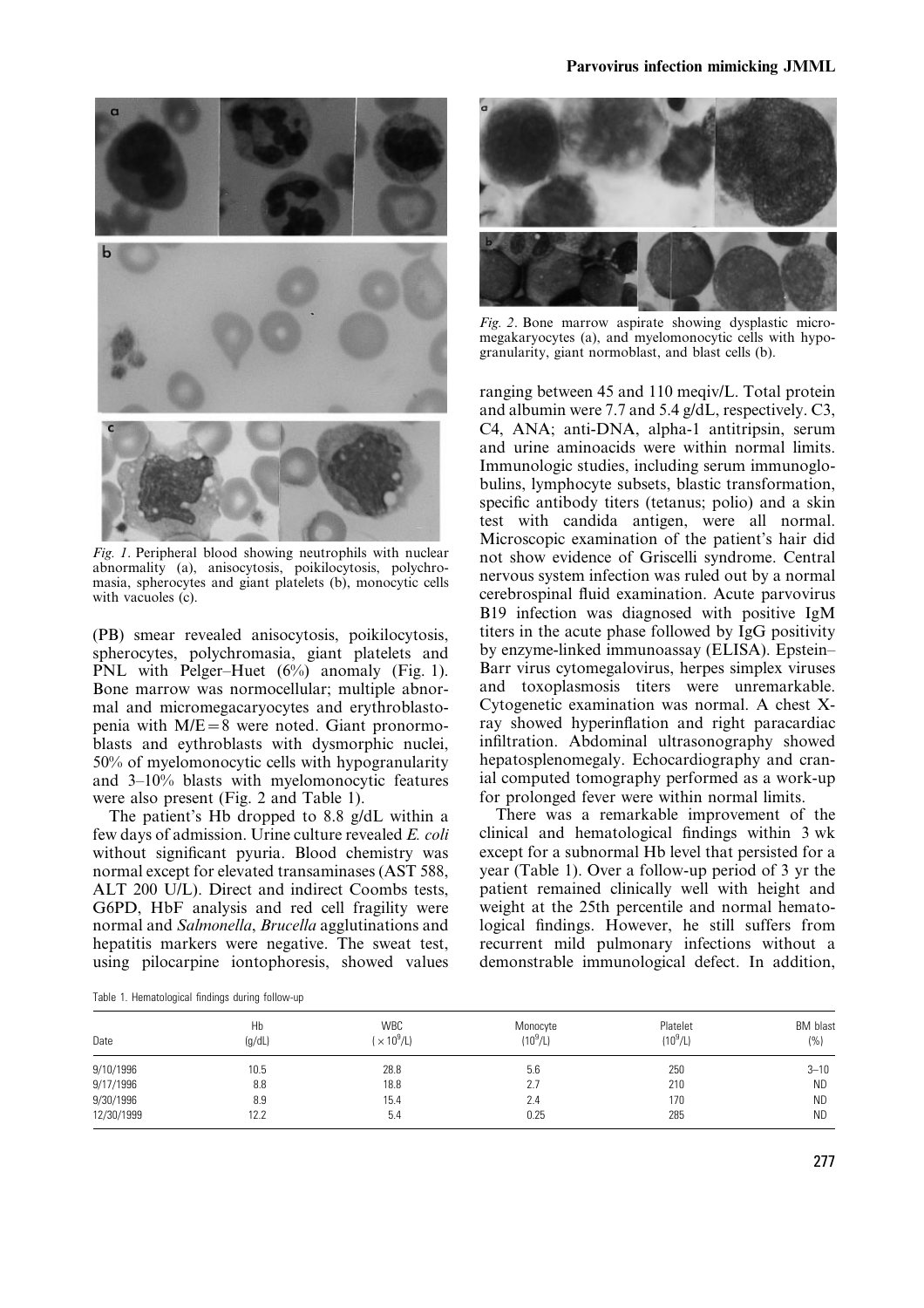*Fig. 1*. Peripheral blood showing neutrophils with nuclear abnormality (a), anisocytosis, poikilocytosis, polychromasia, spherocytes and giant platelets (b), monocytic cells with vacuoles (c).

(PB) smear revealed anisocytosis, poikilocytosis, spherocytes, polychromasia, giant platelets and PNL with Pelger–Huet (6%) anomaly (Fig. 1). Bone marrow was normocellular; multiple abnormal and micromegacaryocytes and erythroblastopenia with M/E = 8 were noted. Giant pronormoblasts and eythroblasts with dysmorphic nuclei, 50% of myelomonocytic cells with hypogranularity and 3–10% blasts with myelomonocytic features were also present (Fig. 2 and Table 1).

The patient's Hb dropped to 8.8 g/dL within a few days of admission. Urine culture revealed *E. coli* without significant pyuria. Blood chemistry was normal except for elevated transaminases (AST 588, ALT 200 U/L). Direct and indirect Coombs tests, G6PD, HbF analysis and red cell fragility were normal and *Salmonella*, *Brucella* agglutinations and hepatitis markers were negative. The sweat test, using pilocarpine iontophoresis, showed values ranging between 45 and 110 meqiv/L. Total protein and albumin were 7.7 and 5.4 g/dL, respectively. C3, C4, ANA; anti-DNA, alpha-1 antitripsin, serum and urine aminoacids were within normal limits. Immunologic studies, including serum immunoglobulins, lymphocyte subsets, blastic transformation, specific antibody titers (tetanus; polio) and a skin test with candida antigen, were all normal. Microscopic examination of the patient's hair did not show evidence of Griscelli syndrome. Central nervous system infection was ruled out by a normal cerebrospinal fluid examination. Acute parvovirus B19 infection was diagnosed with positive IgM titers in the acute phase followed by IgG positivity by enzyme-linked immunoassay (ELISA). Epstein–Barr virus cytomegalovirus, herpes simplex viruses and toxoplasmosis titers were unremarkable. Cytogenetic examination was normal. A chest X-ray showed hyperinflation and right paracardiac infiltration. Abdominal ultrasonography showed hepatosplenomegaly. Echocardiography and cranial computed tomography performed as a work-up for prolonged fever were within normal limits.

*Fig. 2*. Bone marrow aspirate showing dysplastic micromegakaryocytes (a), and myelomonocytic cells with hypogranularity, giant normoblast, and blast cells (b).

There was a remarkable improvement of the clinical and hematological findings within 3 wk except for a subnormal Hb level that persisted for a year (Table 1). Over a follow-up period of 3 yr the patient remained clinically well with height and weight at the 25th percentile and normal hematological findings. However, he still suffers from recurrent mild pulmonary infections without a demonstrable immunological defect. In addition,

Table 1. Hematological findings during follow-up

| Date | Hb (g/dL) | WBC ($\times 10^9$/L) | Monocyte ($10^9$/L) | Platelet ($10^9$/L) | BM blast (%) |
|---|---|---|---|---|---|
| 9/10/1996 | 10.5 | 28.8 | 5.6 | 250 | 3–10 |
| 9/17/1996 | 8.8 | 18.8 | 2.7 | 210 | ND |
| 9/30/1996 | 8.9 | 15.4 | 2.4 | 170 | ND |
| 12/30/1999 | 12.2 | 5.4 | 0.25 | 285 | ND |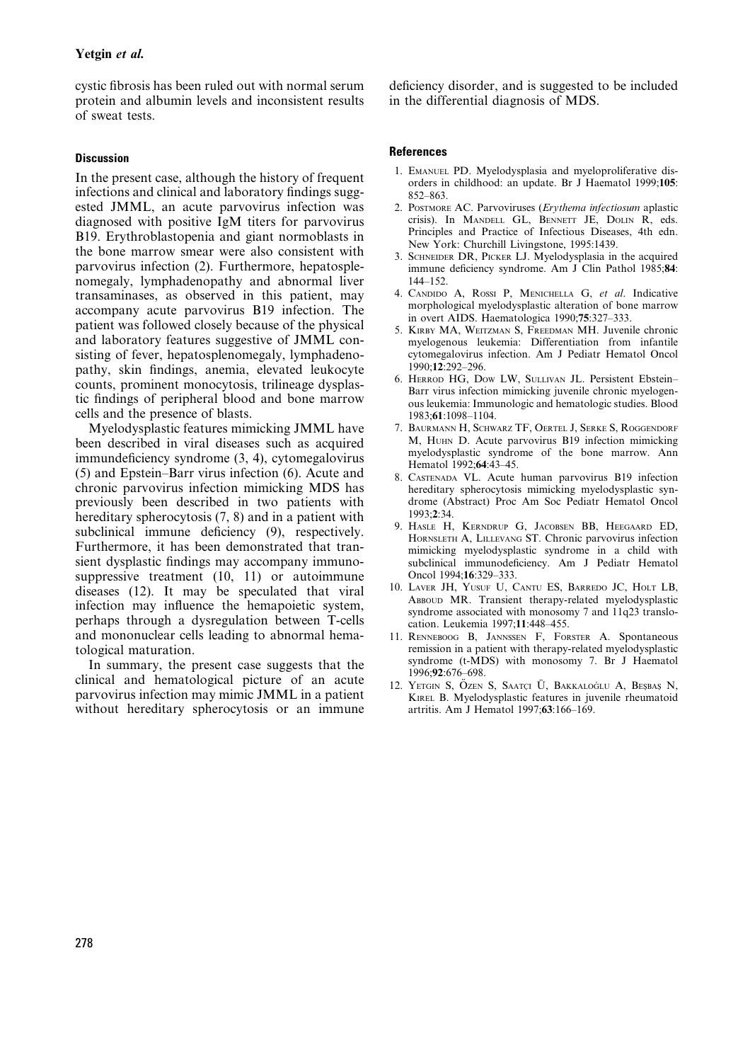cystic fibrosis has been ruled out with normal serum protein and albumin levels and inconsistent results of sweat tests.

## Discussion

In the present case, although the history of frequent infections and clinical and laboratory findings suggested JMML, an acute parvovirus infection was diagnosed with positive IgM titers for parvovirus B19. Erythroblastopenia and giant normoblasts in the bone marrow smear were also consistent with parvovirus infection (2). Furthermore, hepatosplenomegaly, lymphadenopathy and abnormal liver transaminases, as observed in this patient, may accompany acute parvovirus B19 infection. The patient was followed closely because of the physical and laboratory features suggestive of JMML consisting of fever, hepatosplenomegaly, lymphadenopathy, skin findings, anemia, elevated leukocyte counts, prominent monocytosis, trilineage dysplastic findings of peripheral blood and bone marrow cells and the presence of blasts.

Myelodysplastic features mimicking JMML have been described in viral diseases such as acquired immundeficiency syndrome (3, 4), cytomegalovirus (5) and Epstein–Barr virus infection (6). Acute and chronic parvovirus infection mimicking MDS has previously been described in two patients with hereditary spherocytosis (7, 8) and in a patient with subclinical immune deficiency (9), respectively. Furthermore, it has been demonstrated that transient dysplastic findings may accompany immunosuppressive treatment (10, 11) or autoimmune diseases (12). It may be speculated that viral infection may influence the hemapoietic system, perhaps through a dysregulation between T-cells and mononuclear cells leading to abnormal hematological maturation.

In summary, the present case suggests that the clinical and hematological picture of an acute parvovirus infection may mimic JMML in a patient without hereditary spherocytosis or an immune deficiency disorder, and is suggested to be included in the differential diagnosis of MDS.

## References

1. Emanuel PD. Myelodysplasia and myeloproliferative disorders in childhood: an update. Br J Haematol 1999;**105**: 852–863.
2. Postmore AC. Parvoviruses (*Erythema infectiosum* aplastic crisis). In Mandell GL, Bennett JE, Dolin R, eds. Principles and Practice of Infectious Diseases, 4th edn. New York: Churchill Livingstone, 1995:1439.
3. Schneider DR, Picker LJ. Myelodysplasia in the acquired immune deficiency syndrome. Am J Clin Pathol 1985;**84**: 144–152.
4. Candido A, Rossi P, Menichella G, *et al.* Indicative morphological myelodysplastic alteration of bone marrow in overt AIDS. Haematologica 1990;**75**:327–333.
5. Kirby MA, Weitzman S, Freedman MH. Juvenile chronic myelogenous leukemia: Differentiation from infantile cytomegalovirus infection. Am J Pediatr Hematol Oncol 1990;**12**:292–296.
6. Herrod HG, Dow LW, Sullivan JL. Persistent Epstein–Barr virus infection mimicking juvenile chronic myelogenous leukemia: Immunologic and hematologic studies. Blood 1983;**61**:1098–1104.
7. Baurmann H, Schwarz TF, Oertel J, Serke S, Roggendorf M, Huhn D. Acute parvovirus B19 infection mimicking myelodysplastic syndrome of the bone marrow. Ann Hematol 1992;**64**:43–45.
8. Castenada VL. Acute human parvovirus B19 infection hereditary spherocytosis mimicking myelodysplastic syndrome (Abstract) Proc Am Soc Pediatr Hematol Oncol 1993;**2**:34.
9. Hasle H, Kerndrup G, Jacobsen BB, Heegaard ED, Hornsleth A, Lillevang ST. Chronic parvovirus infection mimicking myelodysplastic syndrome in a child with subclinical immunodeficiency. Am J Pediatr Hematol Oncol 1994;**16**:329–333.
10. Laver JH, Yusuf U, Cantu ES, Barredo JC, Holt LB, Abboud MR. Transient therapy-related myelodysplastic syndrome associated with monosomy 7 and 11q23 translocation. Leukemia 1997;**11**:448–455.
11. Renneboog B, Jannssen F, Forster A. Spontaneous remission in a patient with therapy-related myelodysplastic syndrome (t-MDS) with monosomy 7. Br J Haematol 1996;**92**:676–698.
12. Yetgin S, Özen S, Saatçi Ü, Bakkaloğlu A, Beşbaş N, Kirel B. Myelodysplastic features in juvenile rheumatoid artritis. Am J Hematol 1997;**63**:166–169.